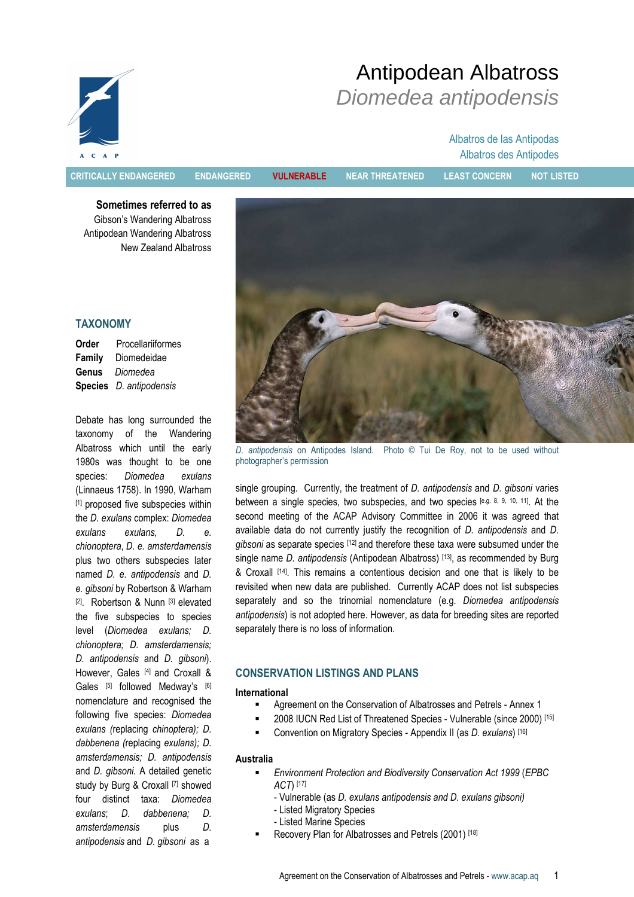# Antipodean Albatross

## *Diomedea antipodensis*

Albatros de las Antípodas
Albatros des Antipodes

CRITICALLY ENDANGERED | ENDANGERED | **VULNERABLE** | NEAR THREATENED | LEAST CONCERN | NOT LISTED

**Sometimes referred to as**
Gibson's Wandering Albatross
Antipodean Wandering Albatross
New Zealand Albatross

*D. antipodensis* on Antipodes Island. Photo © Tui De Roy, not to be used without photographer's permission

## TAXONOMY

**Order** Procellariiformes
**Family** Diomedeidae
**Genus** *Diomedea*
**Species** *D. antipodensis*

Debate has long surrounded the taxonomy of the Wandering Albatross which until the early 1980s was thought to be one species: *Diomedea exulans* (Linnaeus 1758). In 1990, Warham [1] proposed five subspecies within the *D. exulans* complex: *Diomedea exulans exulans, D. e. chionoptera*, *D. e. amsterdamensis* plus two others subspecies later named *D. e. antipodensis* and *D. e. gibsoni* by Robertson & Warham [2]. Robertson & Nunn [3] elevated the five subspecies to species level (*Diomedea exulans; D. chionoptera; D. amsterdamensis; D. antipodensis* and *D. gibsoni*). However, Gales [4] and Croxall & Gales [5] followed Medway's [6] nomenclature and recognised the following five species: *Diomedea exulans (*replacing *chinoptera); D. dabbenena (*replacing *exulans); D. amsterdamensis*; *D. antipodensis* and *D. gibsoni.* A detailed genetic study by Burg & Croxall [7] showed four distinct taxa: *Diomedea exulans*; *D. dabbenena; D. amsterdamensis* plus *D. antipodensis* and *D. gibsoni* as a single grouping. Currently, the treatment of *D. antipodensis* and *D. gibsoni* varies between a single species, two subspecies, and two species [e.g. 8, 9, 10, 11]. At the second meeting of the ACAP Advisory Committee in 2006 it was agreed that available data do not currently justify the recognition of *D. antipodensis* and *D. gibsoni* as separate species [12] and therefore these taxa were subsumed under the single name *D. antipodensis* (Antipodean Albatross) [13], as recommended by Burg & Croxall [14]. This remains a contentious decision and one that is likely to be revisited when new data are published. Currently ACAP does not list subspecies separately and so the trinomial nomenclature (e.g. *Diomedea antipodensis antipodensis*) is not adopted here. However, as data for breeding sites are reported separately there is no loss of information.

## CONSERVATION LISTINGS AND PLANS

### International

- Agreement on the Conservation of Albatrosses and Petrels - Annex 1
- 2008 IUCN Red List of Threatened Species - Vulnerable (since 2000) [15]
- Convention on Migratory Species - Appendix II (as *D. exulans*) [16]

### Australia

- *Environment Protection and Biodiversity Conservation Act 1999* (*EPBC ACT*) [17]
  - Vulnerable (as *D. exulans antipodensis and D. exulans gibsoni)*
  - Listed Migratory Species
  - Listed Marine Species
- Recovery Plan for Albatrosses and Petrels (2001) [18]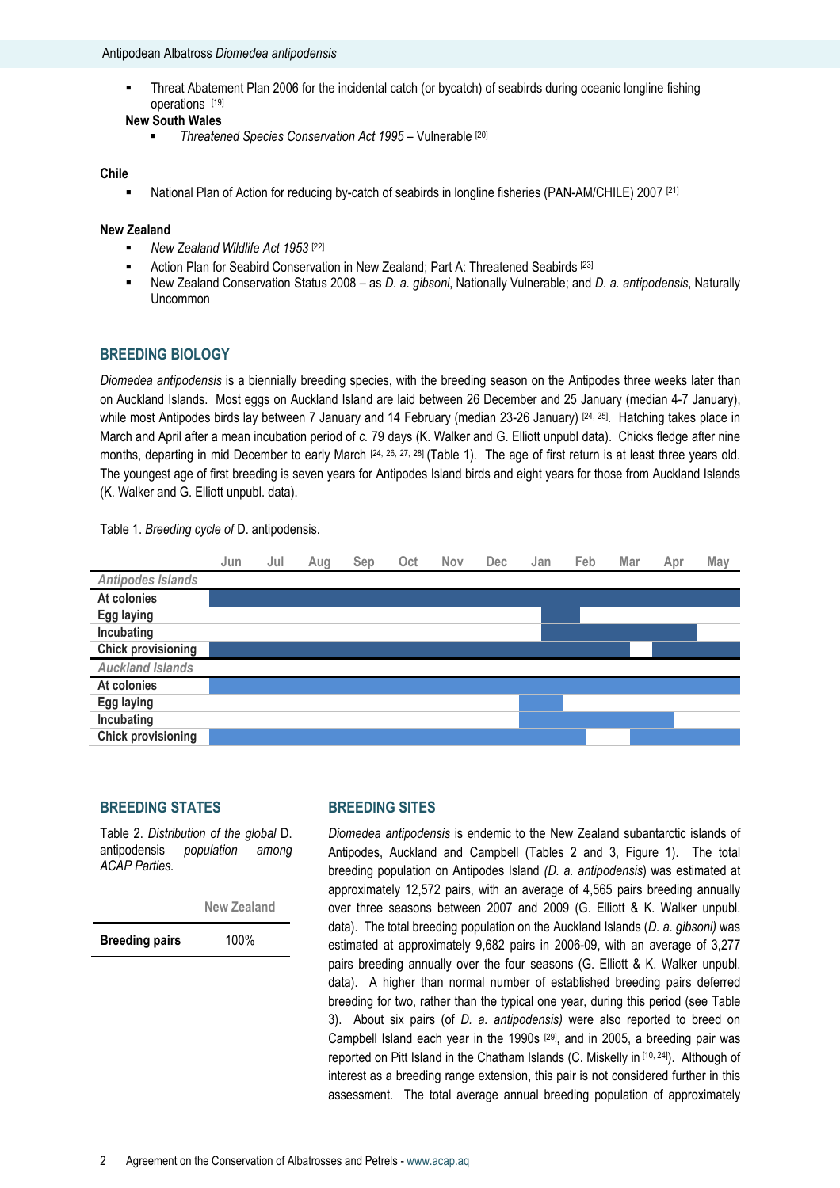- Threat Abatement Plan 2006 for the incidental catch (or bycatch) of seabirds during oceanic longline fishing operations [19]

**New South Wales**

- *Threatened Species Conservation Act 1995* – Vulnerable [20]

**Chile**

- National Plan of Action for reducing by-catch of seabirds in longline fisheries (PAN-AM/CHILE) 2007 [21]

**New Zealand**

- *New Zealand Wildlife Act 1953* [22]
- Action Plan for Seabird Conservation in New Zealand; Part A: Threatened Seabirds [23]
- New Zealand Conservation Status 2008 – as *D. a. gibsoni*, Nationally Vulnerable; and *D. a. antipodensis*, Naturally Uncommon

## BREEDING BIOLOGY

*Diomedea antipodensis* is a biennially breeding species, with the breeding season on the Antipodes three weeks later than on Auckland Islands. Most eggs on Auckland Island are laid between 26 December and 25 January (median 4-7 January), while most Antipodes birds lay between 7 January and 14 February (median 23-26 January) [24, 25]. Hatching takes place in March and April after a mean incubation period of *c.* 79 days (K. Walker and G. Elliott unpubl data). Chicks fledge after nine months, departing in mid December to early March [24, 26, 27, 28] (Table 1). The age of first return is at least three years old. The youngest age of first breeding is seven years for Antipodes Island birds and eight years for those from Auckland Islands (K. Walker and G. Elliott unpubl. data).

Table 1. *Breeding cycle of* D. antipodensis.

| | Jun | Jul | Aug | Sep | Oct | Nov | Dec | Jan | Feb | Mar | Apr | May |
|---|---|---|---|---|---|---|---|---|---|---|---|---|
| *Antipodes Islands* | | | | | | | | | | | | |
| At colonies | ■ | ■ | ■ | ■ | ■ | ■ | ■ | ■ | ■ | ■ | ■ | ■ |
| Egg laying | | | | | | | | ■ | ■ | | | |
| Incubating | | | | | | | | ■ | ■ | ■ | ■ | |
| Chick provisioning | ■ | ■ | ■ | ■ | ■ | ■ | ■ | ■ | ■ | ■ | ■ | ■ |
| *Auckland Islands* | | | | | | | | | | | | |
| At colonies | ■ | ■ | ■ | ■ | ■ | ■ | ■ | ■ | ■ | ■ | ■ | ■ |
| Egg laying | | | | | | | | ■ | | | | |
| Incubating | | | | | | | | ■ | ■ | ■ | ■ | |
| Chick provisioning | ■ | ■ | ■ | ■ | ■ | ■ | ■ | ■ | ■ | ■ | ■ | ■ |

## BREEDING STATES

Table 2. *Distribution of the global* D. antipodensis *population among ACAP Parties.*

| | New Zealand |
|---|---|
| **Breeding pairs** | 100% |

## BREEDING SITES

*Diomedea antipodensis* is endemic to the New Zealand subantarctic islands of Antipodes, Auckland and Campbell (Tables 2 and 3, Figure 1). The total breeding population on Antipodes Island *(D. a. antipodensis*) was estimated at approximately 12,572 pairs, with an average of 4,565 pairs breeding annually over three seasons between 2007 and 2009 (G. Elliott & K. Walker unpubl. data). The total breeding population on the Auckland Islands (*D. a. gibsoni)* was estimated at approximately 9,682 pairs in 2006-09, with an average of 3,277 pairs breeding annually over the four seasons (G. Elliott & K. Walker unpubl. data). A higher than normal number of established breeding pairs deferred breeding for two, rather than the typical one year, during this period (see Table 3). About six pairs (of *D. a. antipodensis)* were also reported to breed on Campbell Island each year in the 1990s [29], and in 2005, a breeding pair was reported on Pitt Island in the Chatham Islands (C. Miskelly in [10, 24]). Although of interest as a breeding range extension, this pair is not considered further in this assessment. The total average annual breeding population of approximately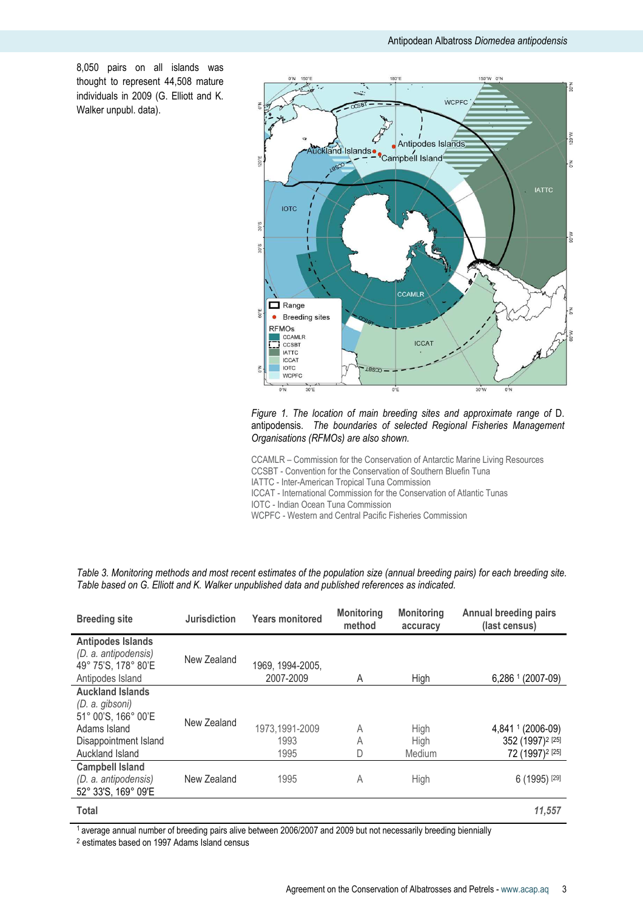8,050 pairs on all islands was thought to represent 44,508 mature individuals in 2009 (G. Elliott and K. Walker unpubl. data).

*Figure 1. The location of main breeding sites and approximate range of* D. antipodensis. *The boundaries of selected Regional Fisheries Management Organisations (RFMOs) are also shown.*

CCAMLR – Commission for the Conservation of Antarctic Marine Living Resources
CCSBT - Convention for the Conservation of Southern Bluefin Tuna
IATTC - Inter-American Tropical Tuna Commission
ICCAT - International Commission for the Conservation of Atlantic Tunas
IOTC - Indian Ocean Tuna Commission
WCPFC - Western and Central Pacific Fisheries Commission

*Table 3. Monitoring methods and most recent estimates of the population size (annual breeding pairs) for each breeding site. Table based on G. Elliott and K. Walker unpublished data and published references as indicated.*

| Breeding site | Jurisdiction | Years monitored | Monitoring method | Monitoring accuracy | Annual breeding pairs (last census) |
|---|---|---|---|---|---|
| **Antipodes Islands** *(D. a. antipodensis)* 49° 75'S, 178° 80'E | New Zealand | | | | |
| Antipodes Island | | 1969, 1994-2005, 2007-2009 | A | High | 6,286 [1] (2007-09) |
| **Auckland Islands** *(D. a. gibsoni)* 51° 00'S, 166° 00'E | New Zealand | | | | |
| Adams Island | | 1973,1991-2009 | A | High | 4,841 [1] (2006-09) |
| Disappointment Island | | 1993 | A | High | 352 (1997)[2] [25] |
| Auckland Island | | 1995 | D | Medium | 72 (1997)[2] [25] |
| **Campbell Island** *(D. a. antipodensis)* 52° 33'S, 169° 09'E | New Zealand | 1995 | A | High | 6 (1995) [29] |
| **Total** | | | | | ***11,557*** |

[1] average annual number of breeding pairs alive between 2006/2007 and 2009 but not necessarily breeding biennially
[2] estimates based on 1997 Adams Island census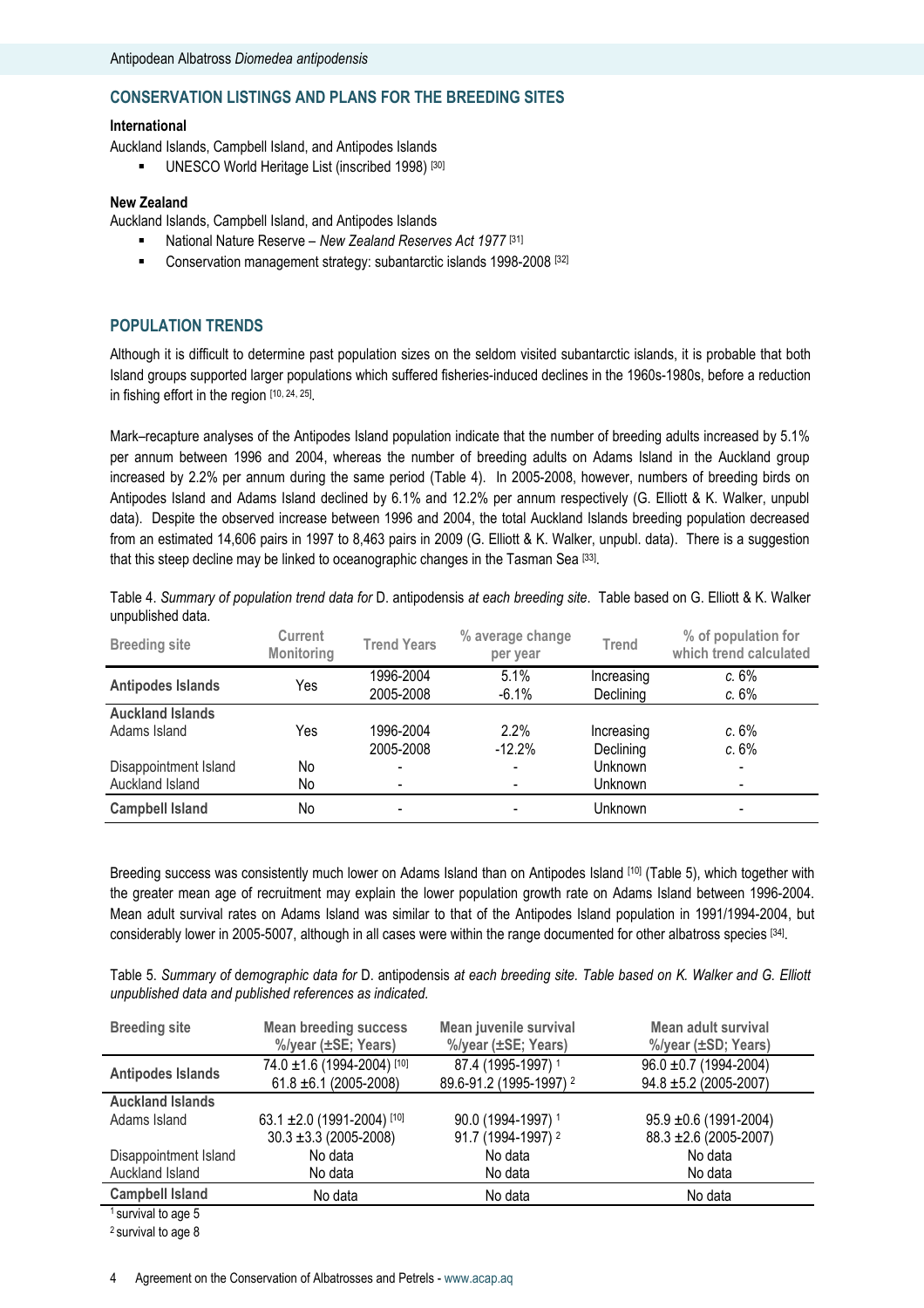## CONSERVATION LISTINGS AND PLANS FOR THE BREEDING SITES

### International

Auckland Islands, Campbell Island, and Antipodes Islands

- UNESCO World Heritage List (inscribed 1998) [30]

### New Zealand

Auckland Islands, Campbell Island, and Antipodes Islands

- National Nature Reserve – *New Zealand Reserves Act 1977* [31]
- Conservation management strategy: subantarctic islands 1998-2008 [32]

## POPULATION TRENDS

Although it is difficult to determine past population sizes on the seldom visited subantarctic islands, it is probable that both Island groups supported larger populations which suffered fisheries-induced declines in the 1960s-1980s, before a reduction in fishing effort in the region [10, 24, 25].

Mark–recapture analyses of the Antipodes Island population indicate that the number of breeding adults increased by 5.1% per annum between 1996 and 2004, whereas the number of breeding adults on Adams Island in the Auckland group increased by 2.2% per annum during the same period (Table 4). In 2005-2008, however, numbers of breeding birds on Antipodes Island and Adams Island declined by 6.1% and 12.2% per annum respectively (G. Elliott & K. Walker, unpubl data). Despite the observed increase between 1996 and 2004, the total Auckland Islands breeding population decreased from an estimated 14,606 pairs in 1997 to 8,463 pairs in 2009 (G. Elliott & K. Walker, unpubl. data). There is a suggestion that this steep decline may be linked to oceanographic changes in the Tasman Sea [33].

Table 4. *Summary of population trend data for* D. antipodensis *at each breeding site*. Table based on G. Elliott & K. Walker unpublished data.

| Breeding site | Current Monitoring | Trend Years | % average change per year | Trend | % of population for which trend calculated |
|---|---|---|---|---|---|
| **Antipodes Islands** | Yes | 1996-2004<br>2005-2008 | 5.1%<br>-6.1% | Increasing<br>Declining | *c.* 6%<br>*c.* 6% |
| **Auckland Islands** | | | | | |
| Adams Island | Yes | 1996-2004<br>2005-2008 | 2.2%<br>-12.2% | Increasing<br>Declining | *c.* 6%<br>*c.* 6% |
| Disappointment Island | No | - | - | Unknown | - |
| Auckland Island | No | - | - | Unknown | - |
| **Campbell Island** | No | - | - | Unknown | - |

Breeding success was consistently much lower on Adams Island than on Antipodes Island [10] (Table 5), which together with the greater mean age of recruitment may explain the lower population growth rate on Adams Island between 1996-2004. Mean adult survival rates on Adams Island was similar to that of the Antipodes Island population in 1991/1994-2004, but considerably lower in 2005-5007, although in all cases were within the range documented for other albatross species [34].

Table 5. *Summary of* d*emographic data for* D. antipodensis *at each breeding site. Table based on K. Walker and G. Elliott unpublished data and published references as indicated.*

| Breeding site | Mean breeding success %/year (±SE; Years) | Mean juvenile survival %/year (±SE; Years) | Mean adult survival %/year (±SD; Years) |
|---|---|---|---|
| **Antipodes Islands** | 74.0 ±1.6 (1994-2004) [10]<br>61.8 ±6.1 (2005-2008) | 87.4 (1995-1997) [1]<br>89.6-91.2 (1995-1997) [2] | 96.0 ±0.7 (1994-2004)<br>94.8 ±5.2 (2005-2007) |
| **Auckland Islands** | | | |
| Adams Island | 63.1 ±2.0 (1991-2004) [10]<br>30.3 ±3.3 (2005-2008) | 90.0 (1994-1997) [1]<br>91.7 (1994-1997) [2] | 95.9 ±0.6 (1991-2004)<br>88.3 ±2.6 (2005-2007) |
| Disappointment Island | No data | No data | No data |
| Auckland Island | No data | No data | No data |
| **Campbell Island** | No data | No data | No data |

[1] survival to age 5

[2] survival to age 8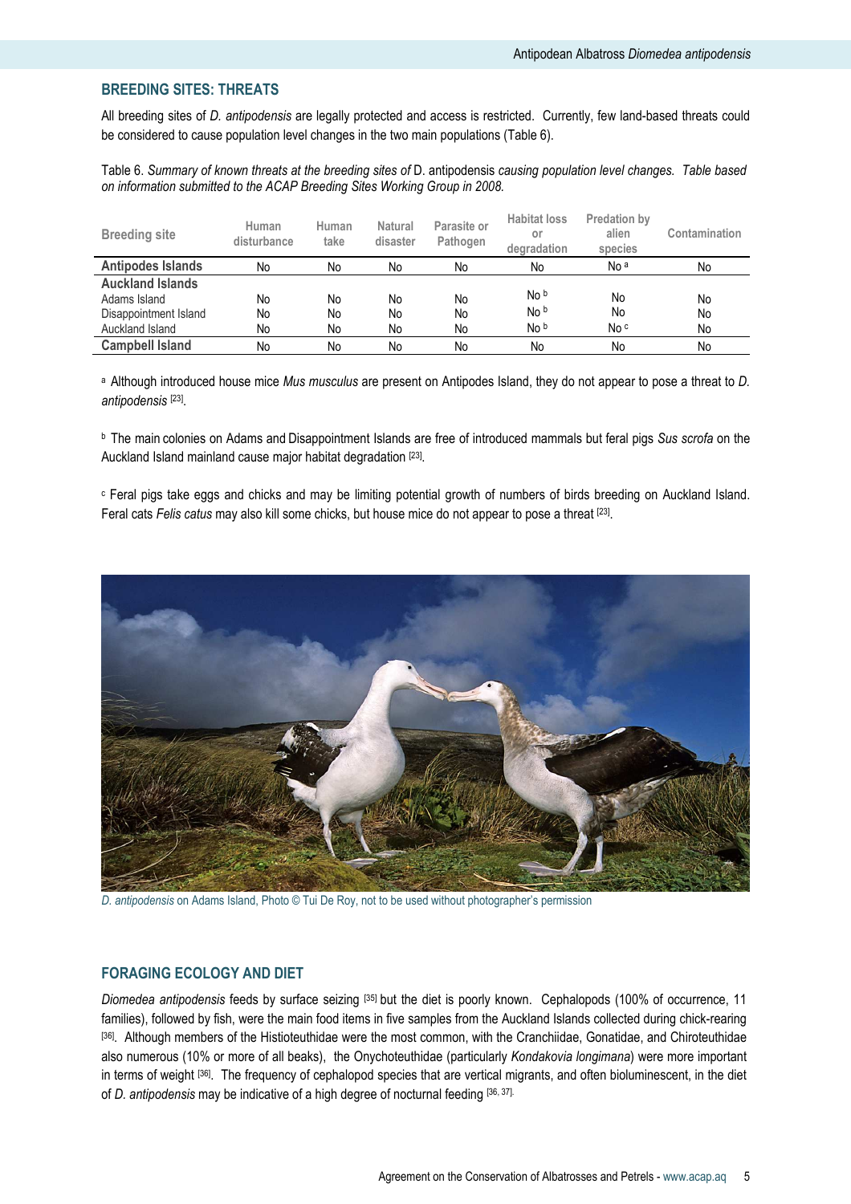## BREEDING SITES: THREATS

All breeding sites of *D. antipodensis* are legally protected and access is restricted. Currently, few land-based threats could be considered to cause population level changes in the two main populations (Table 6).

Table 6. *Summary of known threats at the breeding sites of* D. antipodensis *causing population level changes. Table based on information submitted to the ACAP Breeding Sites Working Group in 2008.*

| Breeding site | Human disturbance | Human take | Natural disaster | Parasite or Pathogen | Habitat loss or degradation | Predation by alien species | Contamination |
|---|---|---|---|---|---|---|---|
| **Antipodes Islands** | No | No | No | No | No | No [a] | No |
| **Auckland Islands** | | | | | | | |
| Adams Island | No | No | No | No | No [b] | No | No |
| Disappointment Island | No | No | No | No | No [b] | No | No |
| Auckland Island | No | No | No | No | No [b] | No [c] | No |
| **Campbell Island** | No | No | No | No | No | No | No |

[a] Although introduced house mice *Mus musculus* are present on Antipodes Island, they do not appear to pose a threat to *D. antipodensis* [23].

[b] The main colonies on Adams and Disappointment Islands are free of introduced mammals but feral pigs *Sus scrofa* on the Auckland Island mainland cause major habitat degradation [23].

[c] Feral pigs take eggs and chicks and may be limiting potential growth of numbers of birds breeding on Auckland Island. Feral cats *Felis catus* may also kill some chicks, but house mice do not appear to pose a threat [23].

*D. antipodensis* on Adams Island, Photo © Tui De Roy, not to be used without photographer's permission

## FORAGING ECOLOGY AND DIET

*Diomedea antipodensis* feeds by surface seizing [35] but the diet is poorly known. Cephalopods (100% of occurrence, 11 families), followed by fish, were the main food items in five samples from the Auckland Islands collected during chick-rearing [36]. Although members of the Histioteuthidae were the most common, with the Cranchiidae, Gonatidae, and Chiroteuthidae also numerous (10% or more of all beaks), the Onychoteuthidae (particularly *Kondakovia longimana*) were more important in terms of weight [36]. The frequency of cephalopod species that are vertical migrants, and often bioluminescent, in the diet of *D. antipodensis* may be indicative of a high degree of nocturnal feeding [36, 37].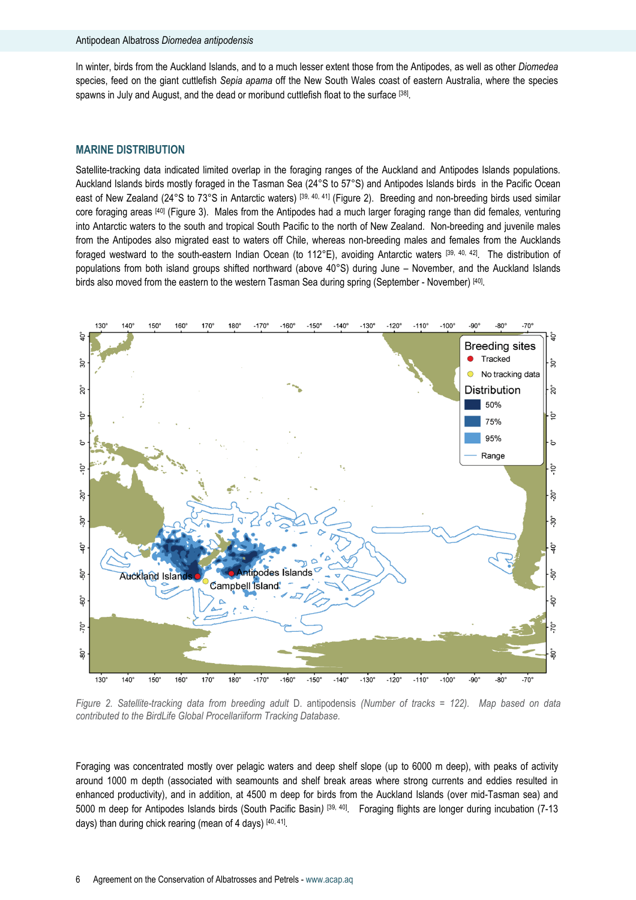In winter, birds from the Auckland Islands, and to a much lesser extent those from the Antipodes, as well as other *Diomedea* species, feed on the giant cuttlefish *Sepia apama* off the New South Wales coast of eastern Australia, where the species spawns in July and August, and the dead or moribund cuttlefish float to the surface [38].

## MARINE DISTRIBUTION

Satellite-tracking data indicated limited overlap in the foraging ranges of the Auckland and Antipodes Islands populations. Auckland Islands birds mostly foraged in the Tasman Sea (24°S to 57°S) and Antipodes Islands birds in the Pacific Ocean east of New Zealand (24°S to 73°S in Antarctic waters) [39, 40, 41] (Figure 2). Breeding and non-breeding birds used similar core foraging areas [40] (Figure 3). Males from the Antipodes had a much larger foraging range than did females, venturing into Antarctic waters to the south and tropical South Pacific to the north of New Zealand. Non-breeding and juvenile males from the Antipodes also migrated east to waters off Chile, whereas non-breeding males and females from the Aucklands foraged westward to the south-eastern Indian Ocean (to 112°E), avoiding Antarctic waters [39, 40, 42]. The distribution of populations from both island groups shifted northward (above 40°S) during June – November, and the Auckland Islands birds also moved from the eastern to the western Tasman Sea during spring (September - November) [40].

*Figure 2. Satellite-tracking data from breeding adult* D. antipodensis *(Number of tracks = 122). Map based on data contributed to the BirdLife Global Procellariiform Tracking Database.*

Foraging was concentrated mostly over pelagic waters and deep shelf slope (up to 6000 m deep), with peaks of activity around 1000 m depth (associated with seamounts and shelf break areas where strong currents and eddies resulted in enhanced productivity), and in addition, at 4500 m deep for birds from the Auckland Islands (over mid-Tasman sea) and 5000 m deep for Antipodes Islands birds (South Pacific Basin) [39, 40]. Foraging flights are longer during incubation (7-13 days) than during chick rearing (mean of 4 days) [40, 41].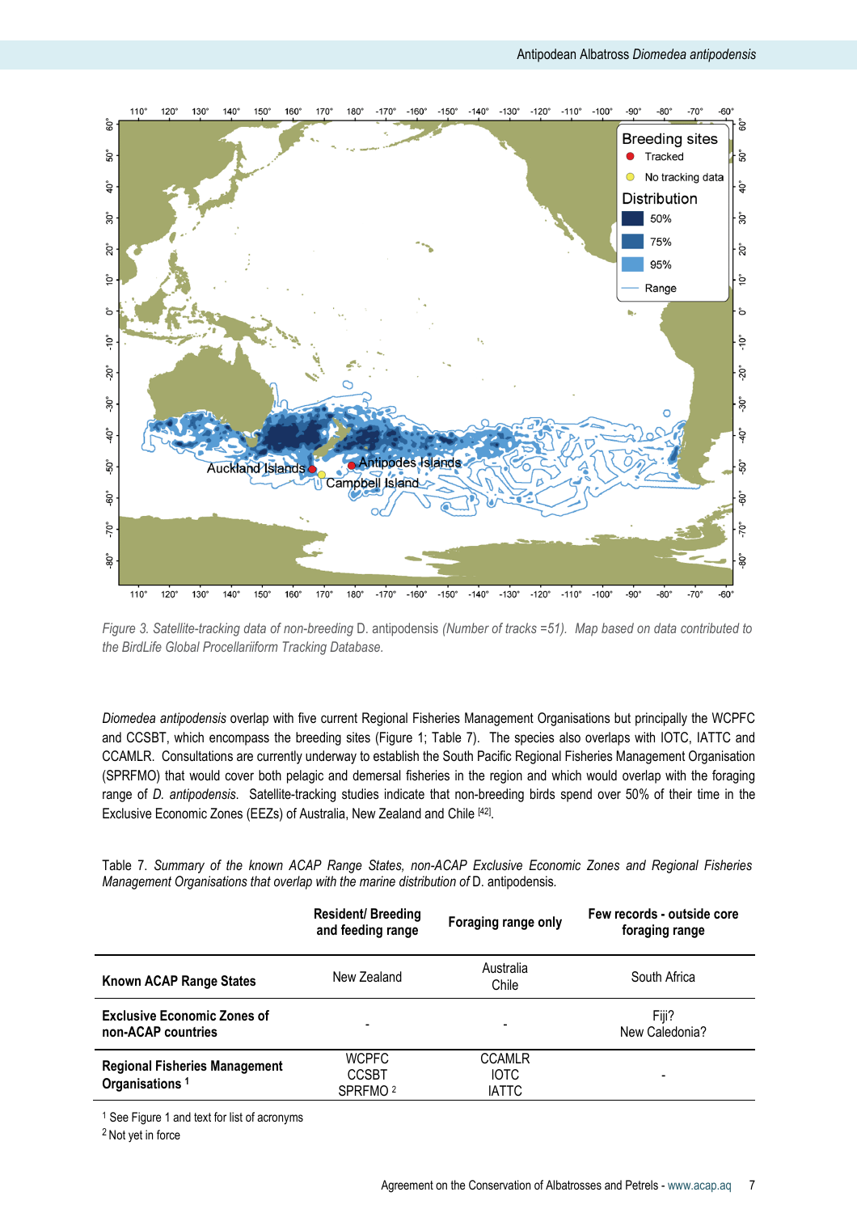*Figure 3. Satellite-tracking data of non-breeding* D. antipodensis *(Number of tracks =51). Map based on data contributed to the BirdLife Global Procellariiform Tracking Database.*

*Diomedea antipodensis* overlap with five current Regional Fisheries Management Organisations but principally the WCPFC and CCSBT, which encompass the breeding sites (Figure 1; Table 7). The species also overlaps with IOTC, IATTC and CCAMLR. Consultations are currently underway to establish the South Pacific Regional Fisheries Management Organisation (SPRFMO) that would cover both pelagic and demersal fisheries in the region and which would overlap with the foraging range of *D. antipodensis*. Satellite-tracking studies indicate that non-breeding birds spend over 50% of their time in the Exclusive Economic Zones (EEZs) of Australia, New Zealand and Chile [42].

Table 7. *Summary of the known ACAP Range States, non-ACAP Exclusive Economic Zones and Regional Fisheries Management Organisations that overlap with the marine distribution of* D. antipodensis.

| | **Resident/ Breeding and feeding range** | **Foraging range only** | **Few records - outside core foraging range** |
|---|---|---|---|
| **Known ACAP Range States** | New Zealand | Australia<br>Chile | South Africa |
| **Exclusive Economic Zones of non-ACAP countries** | - | - | Fiji?<br>New Caledonia? |
| **Regional Fisheries Management Organisations** [1] | WCPFC<br>CCSBT<br>SPRFMO [2] | CCAMLR<br>IOTC<br>IATTC | - |

[1] See Figure 1 and text for list of acronyms
[2] Not yet in force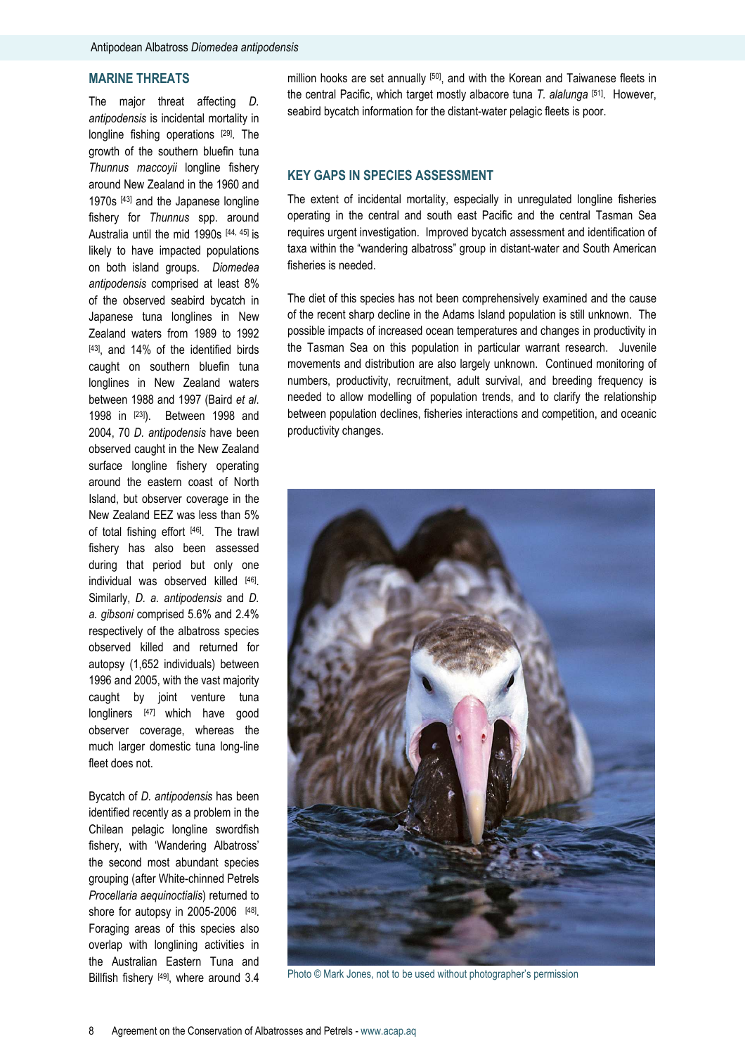## MARINE THREATS

The major threat affecting *D. antipodensis* is incidental mortality in longline fishing operations [29]. The growth of the southern bluefin tuna *Thunnus maccoyii* longline fishery around New Zealand in the 1960 and 1970s [43] and the Japanese longline fishery for *Thunnus* spp. around Australia until the mid 1990s [44, 45] is likely to have impacted populations on both island groups. *Diomedea antipodensis* comprised at least 8% of the observed seabird bycatch in Japanese tuna longlines in New Zealand waters from 1989 to 1992 [43], and 14% of the identified birds caught on southern bluefin tuna longlines in New Zealand waters between 1988 and 1997 (Baird *et al*. 1998 in [23]). Between 1998 and 2004, 70 *D. antipodensis* have been observed caught in the New Zealand surface longline fishery operating around the eastern coast of North Island, but observer coverage in the New Zealand EEZ was less than 5% of total fishing effort [46]. The trawl fishery has also been assessed during that period but only one individual was observed killed [46]. Similarly, *D. a. antipodensis* and *D. a. gibsoni* comprised 5.6% and 2.4% respectively of the albatross species observed killed and returned for autopsy (1,652 individuals) between 1996 and 2005, with the vast majority caught by joint venture tuna longliners [47] which have good observer coverage, whereas the much larger domestic tuna long-line fleet does not.

Bycatch of *D. antipodensis* has been identified recently as a problem in the Chilean pelagic longline swordfish fishery, with 'Wandering Albatross' the second most abundant species grouping (after White-chinned Petrels *Procellaria aequinoctialis*) returned to shore for autopsy in 2005-2006 [48]. Foraging areas of this species also overlap with longlining activities in the Australian Eastern Tuna and Billfish fishery [49], where around 3.4 million hooks are set annually [50], and with the Korean and Taiwanese fleets in the central Pacific, which target mostly albacore tuna *T. alalunga* [51]. However, seabird bycatch information for the distant-water pelagic fleets is poor.

## KEY GAPS IN SPECIES ASSESSMENT

The extent of incidental mortality, especially in unregulated longline fisheries operating in the central and south east Pacific and the central Tasman Sea requires urgent investigation. Improved bycatch assessment and identification of taxa within the "wandering albatross" group in distant-water and South American fisheries is needed.

The diet of this species has not been comprehensively examined and the cause of the recent sharp decline in the Adams Island population is still unknown. The possible impacts of increased ocean temperatures and changes in productivity in the Tasman Sea on this population in particular warrant research. Juvenile movements and distribution are also largely unknown. Continued monitoring of numbers, productivity, recruitment, adult survival, and breeding frequency is needed to allow modelling of population trends, and to clarify the relationship between population declines, fisheries interactions and competition, and oceanic productivity changes.

Photo © Mark Jones, not to be used without photographer's permission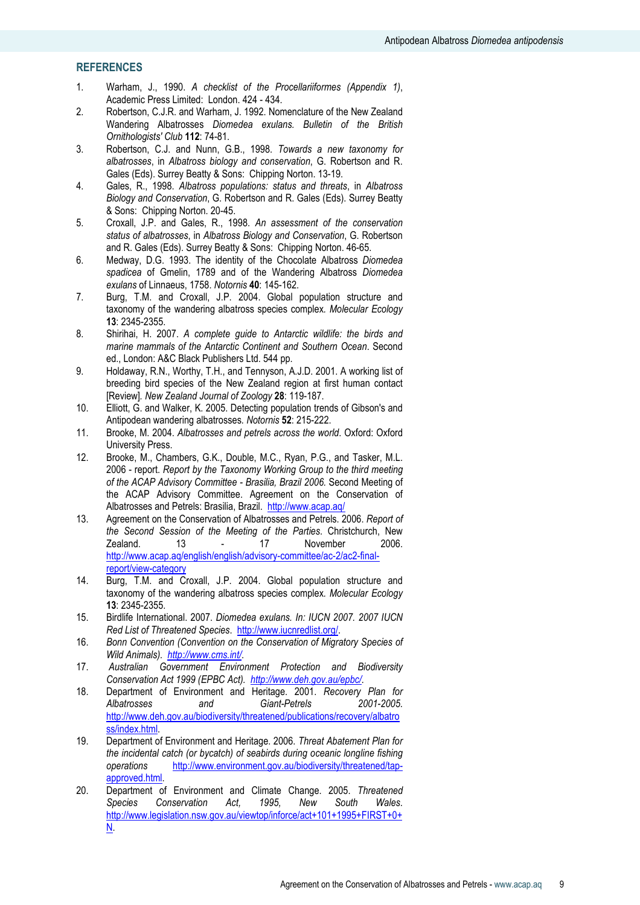## REFERENCES

1. Warham, J., 1990. *A checklist of the Procellariiformes (Appendix 1)*, Academic Press Limited: London. 424 - 434.
2. Robertson, C.J.R. and Warham, J. 1992. Nomenclature of the New Zealand Wandering Albatrosses *Diomedea exulans. Bulletin of the British Ornithologists' Club* **112**: 74-81.
3. Robertson, C.J. and Nunn, G.B., 1998. *Towards a new taxonomy for albatrosses*, in *Albatross biology and conservation*, G. Robertson and R. Gales (Eds). Surrey Beatty & Sons: Chipping Norton. 13-19.
4. Gales, R., 1998. *Albatross populations: status and threats*, in *Albatross Biology and Conservation*, G. Robertson and R. Gales (Eds). Surrey Beatty & Sons: Chipping Norton. 20-45.
5. Croxall, J.P. and Gales, R., 1998. *An assessment of the conservation status of albatrosses*, in *Albatross Biology and Conservation*, G. Robertson and R. Gales (Eds). Surrey Beatty & Sons: Chipping Norton. 46-65.
6. Medway, D.G. 1993. The identity of the Chocolate Albatross *Diomedea spadicea* of Gmelin, 1789 and of the Wandering Albatross *Diomedea exulans* of Linnaeus, 1758. *Notornis* **40**: 145-162.
7. Burg, T.M. and Croxall, J.P. 2004. Global population structure and taxonomy of the wandering albatross species complex. *Molecular Ecology* **13**: 2345-2355.
8. Shirihai, H. 2007. *A complete guide to Antarctic wildlife: the birds and marine mammals of the Antarctic Continent and Southern Ocean*. Second ed., London: A&C Black Publishers Ltd. 544 pp.
9. Holdaway, R.N., Worthy, T.H., and Tennyson, A.J.D. 2001. A working list of breeding bird species of the New Zealand region at first human contact [Review]. *New Zealand Journal of Zoology* **28**: 119-187.
10. Elliott, G. and Walker, K. 2005. Detecting population trends of Gibson's and Antipodean wandering albatrosses. *Notornis* **52**: 215-222.
11. Brooke, M. 2004. *Albatrosses and petrels across the world*. Oxford: Oxford University Press.
12. Brooke, M., Chambers, G.K., Double, M.C., Ryan, P.G., and Tasker, M.L. 2006 - report. *Report by the Taxonomy Working Group to the third meeting of the ACAP Advisory Committee - Brasilia, Brazil 2006.* Second Meeting of the ACAP Advisory Committee. Agreement on the Conservation of Albatrosses and Petrels: Brasilia, Brazil. http://www.acap.aq/
13. Agreement on the Conservation of Albatrosses and Petrels. 2006. *Report of the Second Session of the Meeting of the Parties.* Christchurch, New Zealand. 13 - 17 November 2006. http://www.acap.aq/english/english/advisory-committee/ac-2/ac2-final-report/view-category
14. Burg, T.M. and Croxall, J.P. 2004. Global population structure and taxonomy of the wandering albatross species complex. *Molecular Ecology* **13**: 2345-2355.
15. Birdlife International. 2007. *Diomedea exulans. In: IUCN 2007. 2007 IUCN Red List of Threatened Species*. http://www.iucnredlist.org/.
16. *Bonn Convention (Convention on the Conservation of Migratory Species of Wild Animals). http://www.cms.int/*.
17. *Australian Government Environment Protection and Biodiversity Conservation Act 1999 (EPBC Act). http://www.deh.gov.au/epbc/*.
18. Department of Environment and Heritage. 2001. *Recovery Plan for Albatrosses and Giant-Petrels 2001-2005*. http://www.deh.gov.au/biodiversity/threatened/publications/recovery/albatross/index.html.
19. Department of Environment and Heritage. 2006. *Threat Abatement Plan for the incidental catch (or bycatch) of seabirds during oceanic longline fishing operations* http://www.environment.gov.au/biodiversity/threatened/tap-approved.html.
20. Department of Environment and Climate Change. 2005. *Threatened Species Conservation Act, 1995, New South Wales*. http://www.legislation.nsw.gov.au/viewtop/inforce/act+101+1995+FIRST+0+N.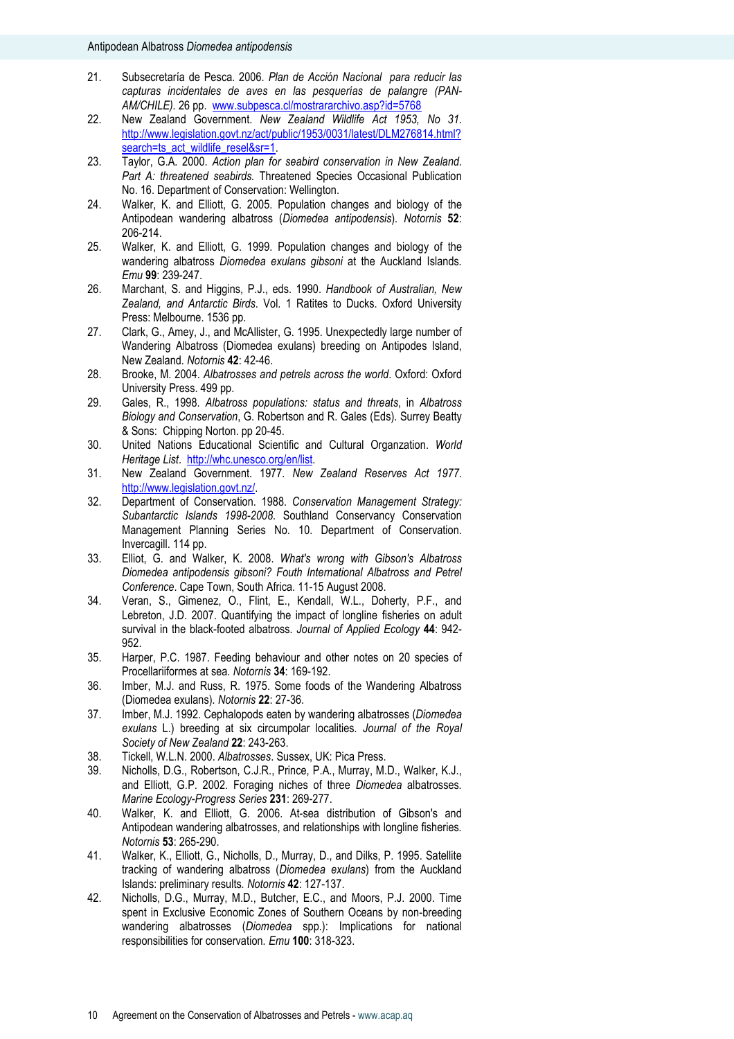21. Subsecretaría de Pesca. 2006. *Plan de Acción Nacional para reducir las capturas incidentales de aves en las pesquerías de palangre (PAN-AM/CHILE).* 26 pp. www.subpesca.cl/mostrararchivo.asp?id=5768
22. New Zealand Government. *New Zealand Wildlife Act 1953, No 31*. http://www.legislation.govt.nz/act/public/1953/0031/latest/DLM276814.html?search=ts_act_wildlife_resel&sr=1.
23. Taylor, G.A. 2000. *Action plan for seabird conservation in New Zealand. Part A: threatened seabirds.* Threatened Species Occasional Publication No. 16. Department of Conservation: Wellington.
24. Walker, K. and Elliott, G. 2005. Population changes and biology of the Antipodean wandering albatross (*Diomedea antipodensis*). *Notornis* **52**: 206-214.
25. Walker, K. and Elliott, G. 1999. Population changes and biology of the wandering albatross *Diomedea exulans gibsoni* at the Auckland Islands. *Emu* **99**: 239-247.
26. Marchant, S. and Higgins, P.J., eds. 1990. *Handbook of Australian, New Zealand, and Antarctic Birds*. Vol. 1 Ratites to Ducks. Oxford University Press: Melbourne. 1536 pp.
27. Clark, G., Amey, J., and McAllister, G. 1995. Unexpectedly large number of Wandering Albatross (Diomedea exulans) breeding on Antipodes Island, New Zealand. *Notornis* **42**: 42-46.
28. Brooke, M. 2004. *Albatrosses and petrels across the world*. Oxford: Oxford University Press. 499 pp.
29. Gales, R., 1998. *Albatross populations: status and threats*, in *Albatross Biology and Conservation*, G. Robertson and R. Gales (Eds). Surrey Beatty & Sons: Chipping Norton. pp 20-45.
30. United Nations Educational Scientific and Cultural Organzation. *World Heritage List*. http://whc.unesco.org/en/list.
31. New Zealand Government. 1977. *New Zealand Reserves Act 1977*. http://www.legislation.govt.nz/.
32. Department of Conservation. 1988. *Conservation Management Strategy: Subantarctic Islands 1998-2008.* Southland Conservancy Conservation Management Planning Series No. 10. Department of Conservation. Invercagill. 114 pp.
33. Elliot, G. and Walker, K. 2008. *What's wrong with Gibson's Albatross Diomedea antipodensis gibsoni? Fouth International Albatross and Petrel Conference*. Cape Town, South Africa. 11-15 August 2008.
34. Veran, S., Gimenez, O., Flint, E., Kendall, W.L., Doherty, P.F., and Lebreton, J.D. 2007. Quantifying the impact of longline fisheries on adult survival in the black-footed albatross. *Journal of Applied Ecology* **44**: 942-952.
35. Harper, P.C. 1987. Feeding behaviour and other notes on 20 species of Procellariiformes at sea. *Notornis* **34**: 169-192.
36. Imber, M.J. and Russ, R. 1975. Some foods of the Wandering Albatross (Diomedea exulans). *Notornis* **22**: 27-36.
37. Imber, M.J. 1992. Cephalopods eaten by wandering albatrosses (*Diomedea exulans* L.) breeding at six circumpolar localities. *Journal of the Royal Society of New Zealand* **22**: 243-263.
38. Tickell, W.L.N. 2000. *Albatrosses*. Sussex, UK: Pica Press.
39. Nicholls, D.G., Robertson, C.J.R., Prince, P.A., Murray, M.D., Walker, K.J., and Elliott, G.P. 2002. Foraging niches of three *Diomedea* albatrosses. *Marine Ecology-Progress Series* **231**: 269-277.
40. Walker, K. and Elliott, G. 2006. At-sea distribution of Gibson's and Antipodean wandering albatrosses, and relationships with longline fisheries. *Notornis* **53**: 265-290.
41. Walker, K., Elliott, G., Nicholls, D., Murray, D., and Dilks, P. 1995. Satellite tracking of wandering albatross (*Diomedea exulans*) from the Auckland Islands: preliminary results. *Notornis* **42**: 127-137.
42. Nicholls, D.G., Murray, M.D., Butcher, E.C., and Moors, P.J. 2000. Time spent in Exclusive Economic Zones of Southern Oceans by non-breeding wandering albatrosses (*Diomedea* spp.): Implications for national responsibilities for conservation. *Emu* **100**: 318-323.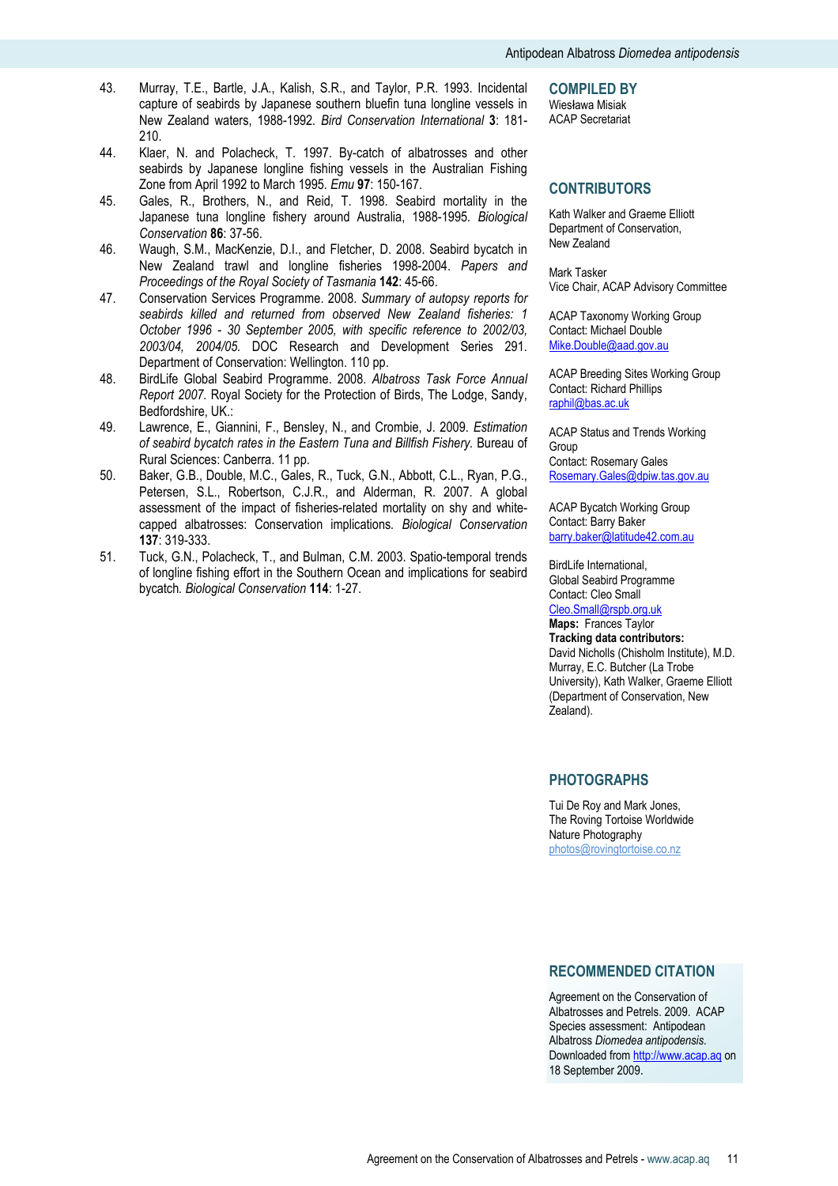43. Murray, T.E., Bartle, J.A., Kalish, S.R., and Taylor, P.R. 1993. Incidental capture of seabirds by Japanese southern bluefin tuna longline vessels in New Zealand waters, 1988-1992. *Bird Conservation International* **3**: 181-210.
44. Klaer, N. and Polacheck, T. 1997. By-catch of albatrosses and other seabirds by Japanese longline fishing vessels in the Australian Fishing Zone from April 1992 to March 1995. *Emu* **97**: 150-167.
45. Gales, R., Brothers, N., and Reid, T. 1998. Seabird mortality in the Japanese tuna longline fishery around Australia, 1988-1995. *Biological Conservation* **86**: 37-56.
46. Waugh, S.M., MacKenzie, D.I., and Fletcher, D. 2008. Seabird bycatch in New Zealand trawl and longline fisheries 1998-2004. *Papers and Proceedings of the Royal Society of Tasmania* **142**: 45-66.
47. Conservation Services Programme. 2008. *Summary of autopsy reports for seabirds killed and returned from observed New Zealand fisheries: 1 October 1996 - 30 September 2005, with specific reference to 2002/03, 2003/04, 2004/05.* DOC Research and Development Series 291. Department of Conservation: Wellington. 110 pp.
48. BirdLife Global Seabird Programme. 2008. *Albatross Task Force Annual Report 2007.* Royal Society for the Protection of Birds, The Lodge, Sandy, Bedfordshire, UK.:
49. Lawrence, E., Giannini, F., Bensley, N., and Crombie, J. 2009. *Estimation of seabird bycatch rates in the Eastern Tuna and Billfish Fishery.* Bureau of Rural Sciences: Canberra. 11 pp.
50. Baker, G.B., Double, M.C., Gales, R., Tuck, G.N., Abbott, C.L., Ryan, P.G., Petersen, S.L., Robertson, C.J.R., and Alderman, R. 2007. A global assessment of the impact of fisheries-related mortality on shy and white-capped albatrosses: Conservation implications. *Biological Conservation* **137**: 319-333.
51. Tuck, G.N., Polacheck, T., and Bulman, C.M. 2003. Spatio-temporal trends of longline fishing effort in the Southern Ocean and implications for seabird bycatch. *Biological Conservation* **114**: 1-27.

## COMPILED BY

Wiesława Misiak
ACAP Secretariat

## CONTRIBUTORS

Kath Walker and Graeme Elliott
Department of Conservation,
New Zealand

Mark Tasker
Vice Chair, ACAP Advisory Committee

ACAP Taxonomy Working Group
Contact: Michael Double
Mike.Double@aad.gov.au

ACAP Breeding Sites Working Group
Contact: Richard Phillips
raphil@bas.ac.uk

ACAP Status and Trends Working Group
Contact: Rosemary Gales
Rosemary.Gales@dpiw.tas.gov.au

ACAP Bycatch Working Group
Contact: Barry Baker
barry.baker@latitude42.com.au

BirdLife International,
Global Seabird Programme
Contact: Cleo Small
Cleo.Small@rspb.org.uk

**Maps:** Frances Taylor

**Tracking data contributors:**
David Nicholls (Chisholm Institute), M.D. Murray, E.C. Butcher (La Trobe University), Kath Walker, Graeme Elliott (Department of Conservation, New Zealand).

## PHOTOGRAPHS

Tui De Roy and Mark Jones,
The Roving Tortoise Worldwide Nature Photography
photos@rovingtortoise.co.nz

## RECOMMENDED CITATION

Agreement on the Conservation of Albatrosses and Petrels. 2009. ACAP Species assessment: Antipodean Albatross *Diomedea antipodensis.* Downloaded from http://www.acap.aq on 18 September 2009.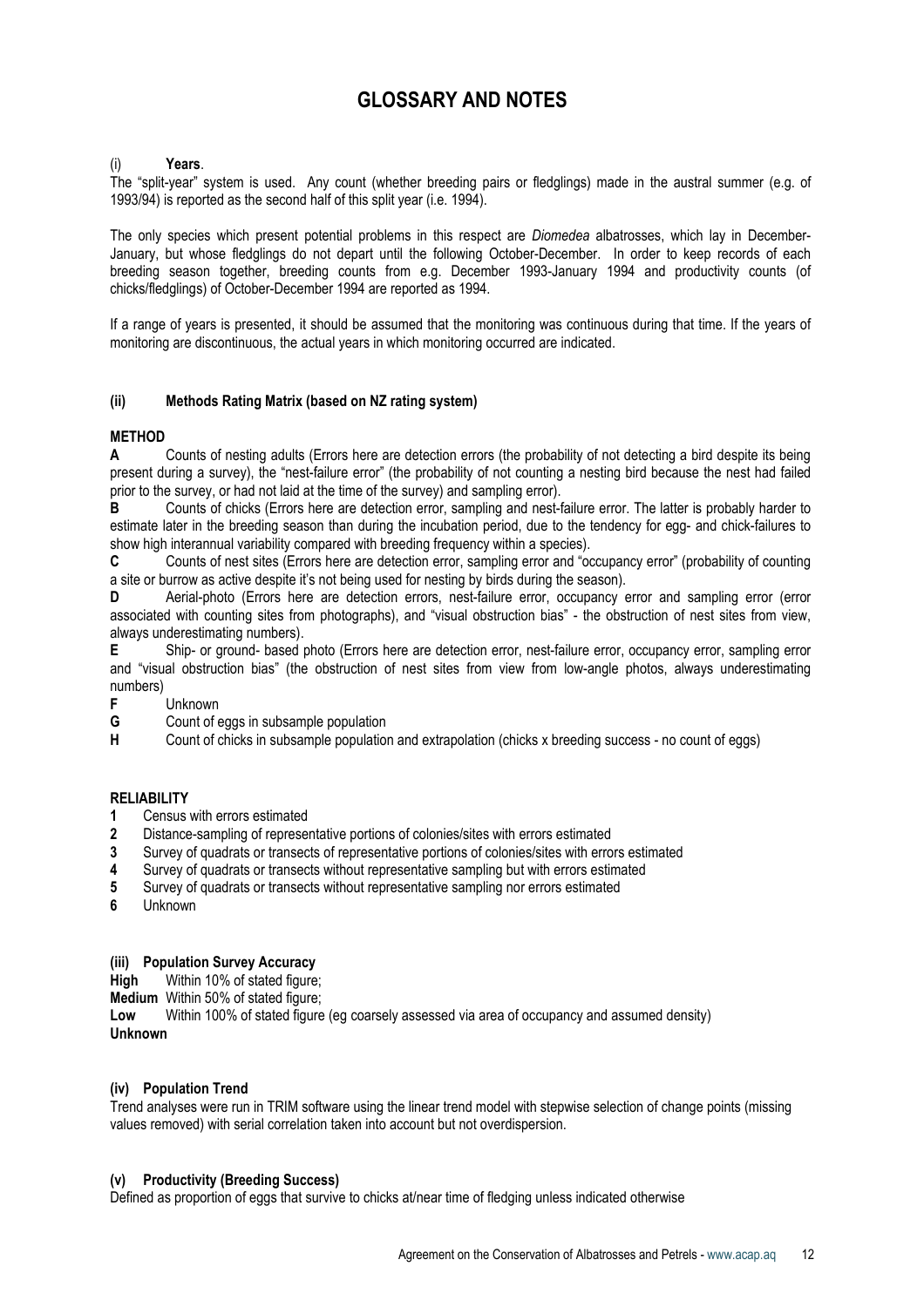# GLOSSARY AND NOTES

(i) **Years**.

The "split-year" system is used. Any count (whether breeding pairs or fledglings) made in the austral summer (e.g. of 1993/94) is reported as the second half of this split year (i.e. 1994).

The only species which present potential problems in this respect are *Diomedea* albatrosses, which lay in December-January, but whose fledglings do not depart until the following October-December. In order to keep records of each breeding season together, breeding counts from e.g. December 1993-January 1994 and productivity counts (of chicks/fledglings) of October-December 1994 are reported as 1994.

If a range of years is presented, it should be assumed that the monitoring was continuous during that time. If the years of monitoring are discontinuous, the actual years in which monitoring occurred are indicated.

### (ii) Methods Rating Matrix (based on NZ rating system)

**METHOD**

**A** Counts of nesting adults (Errors here are detection errors (the probability of not detecting a bird despite its being present during a survey), the "nest-failure error" (the probability of not counting a nesting bird because the nest had failed prior to the survey, or had not laid at the time of the survey) and sampling error).

**B** Counts of chicks (Errors here are detection error, sampling and nest-failure error. The latter is probably harder to estimate later in the breeding season than during the incubation period, due to the tendency for egg- and chick-failures to show high interannual variability compared with breeding frequency within a species).

**C** Counts of nest sites (Errors here are detection error, sampling error and "occupancy error" (probability of counting a site or burrow as active despite it's not being used for nesting by birds during the season).

**D** Aerial-photo (Errors here are detection errors, nest-failure error, occupancy error and sampling error (error associated with counting sites from photographs), and "visual obstruction bias" - the obstruction of nest sites from view, always underestimating numbers).

**E** Ship- or ground- based photo (Errors here are detection error, nest-failure error, occupancy error, sampling error and "visual obstruction bias" (the obstruction of nest sites from view from low-angle photos, always underestimating numbers)

**F** Unknown

**G** Count of eggs in subsample population

**H** Count of chicks in subsample population and extrapolation (chicks x breeding success - no count of eggs)

**RELIABILITY**

**1** Census with errors estimated

**2** Distance-sampling of representative portions of colonies/sites with errors estimated

**3** Survey of quadrats or transects of representative portions of colonies/sites with errors estimated

**4** Survey of quadrats or transects without representative sampling but with errors estimated

**5** Survey of quadrats or transects without representative sampling nor errors estimated

**6** Unknown

### (iii) Population Survey Accuracy

**High** Within 10% of stated figure;

**Medium** Within 50% of stated figure;

**Low** Within 100% of stated figure (eg coarsely assessed via area of occupancy and assumed density)

**Unknown**

### (iv) Population Trend

Trend analyses were run in TRIM software using the linear trend model with stepwise selection of change points (missing values removed) with serial correlation taken into account but not overdispersion.

### (v) Productivity (Breeding Success)

Defined as proportion of eggs that survive to chicks at/near time of fledging unless indicated otherwise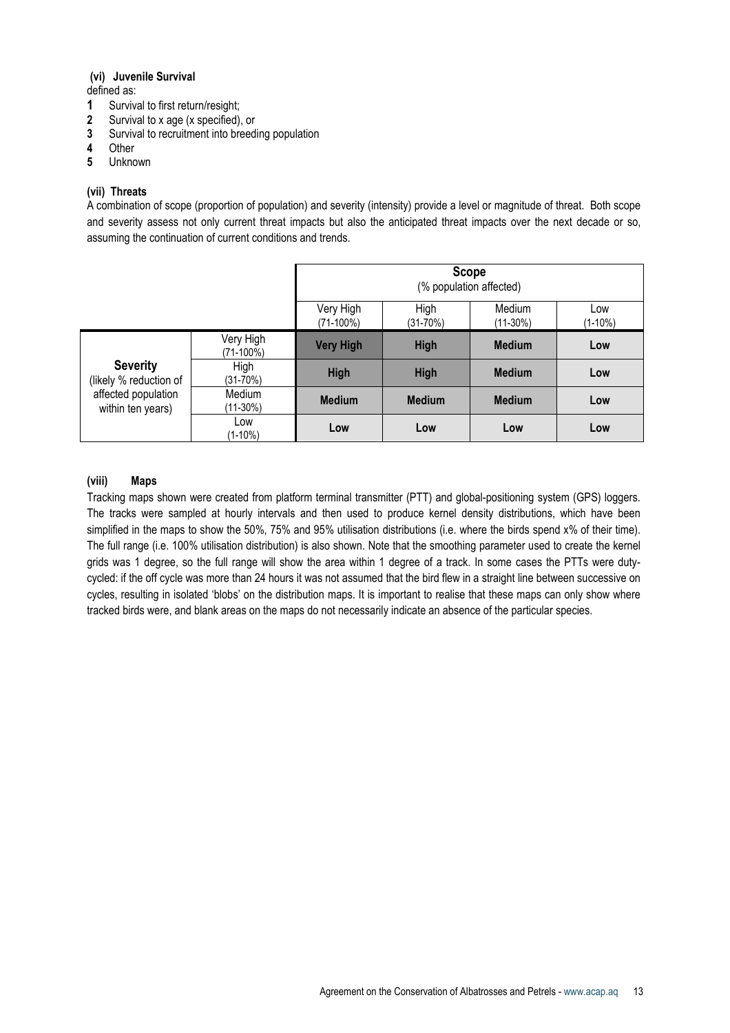**(vi) Juvenile Survival**

defined as:

**1** Survival to first return/resight;
**2** Survival to x age (x specified), or
**3** Survival to recruitment into breeding population
**4** Other
**5** Unknown

**(vii) Threats**

A combination of scope (proportion of population) and severity (intensity) provide a level or magnitude of threat. Both scope and severity assess not only current threat impacts but also the anticipated threat impacts over the next decade or so, assuming the continuation of current conditions and trends.

| | | **Scope** (% population affected) | | | |
|---|---|---|---|---|---|
| | | Very High (71-100%) | High (31-70%) | Medium (11-30%) | Low (1-10%) |
| **Severity** (likely % reduction of affected population within ten years) | Very High (71-100%) | **Very High** | **High** | **Medium** | **Low** |
| | High (31-70%) | **High** | **High** | **Medium** | **Low** |
| | Medium (11-30%) | **Medium** | **Medium** | **Medium** | **Low** |
| | Low (1-10%) | **Low** | **Low** | **Low** | **Low** |

**(viii) Maps**

Tracking maps shown were created from platform terminal transmitter (PTT) and global-positioning system (GPS) loggers. The tracks were sampled at hourly intervals and then used to produce kernel density distributions, which have been simplified in the maps to show the 50%, 75% and 95% utilisation distributions (i.e. where the birds spend x% of their time). The full range (i.e. 100% utilisation distribution) is also shown. Note that the smoothing parameter used to create the kernel grids was 1 degree, so the full range will show the area within 1 degree of a track. In some cases the PTTs were duty-cycled: if the off cycle was more than 24 hours it was not assumed that the bird flew in a straight line between successive on cycles, resulting in isolated 'blobs' on the distribution maps. It is important to realise that these maps can only show where tracked birds were, and blank areas on the maps do not necessarily indicate an absence of the particular species.